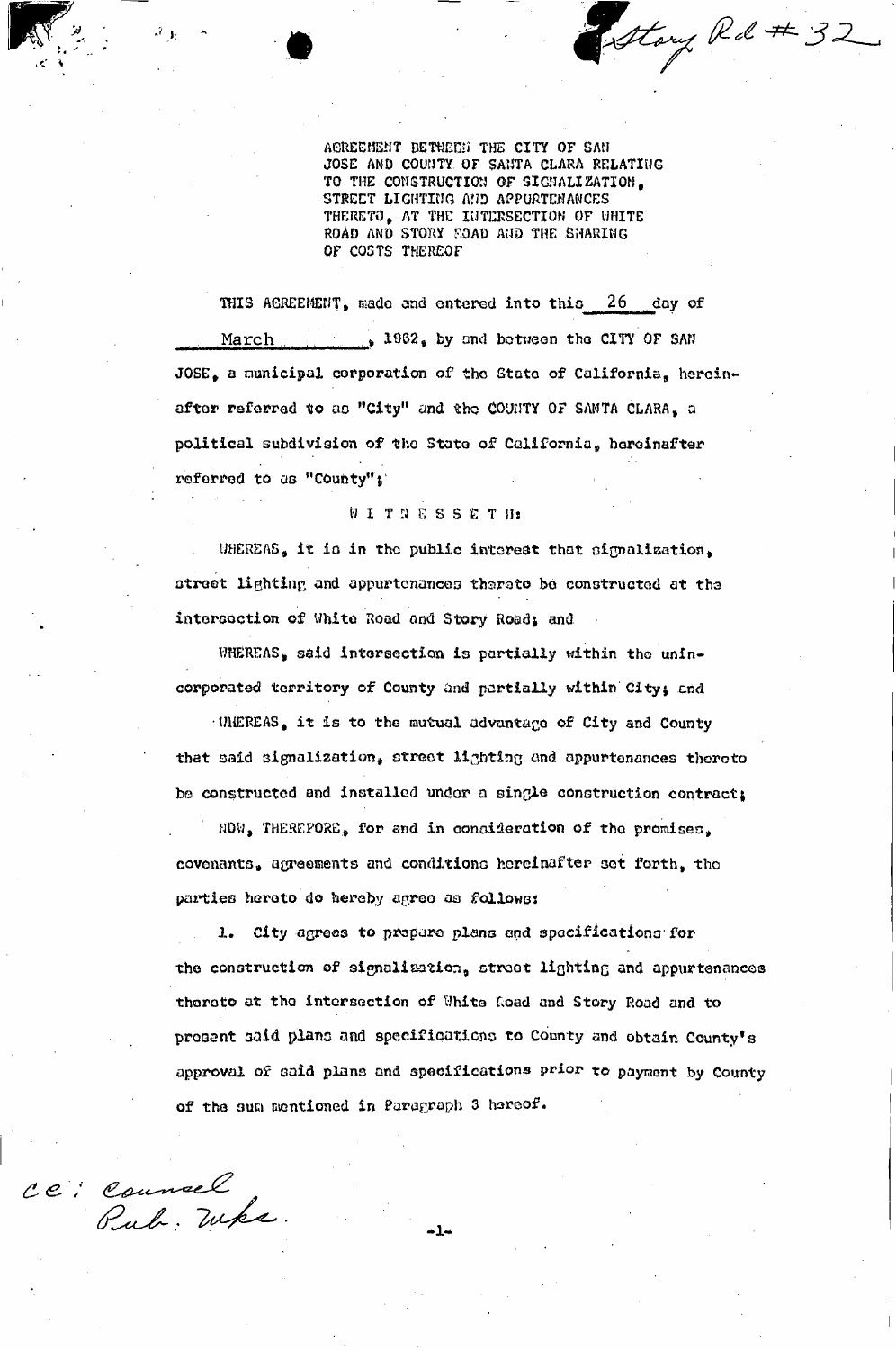Story Rd #32

AGREEMENT BETWEEN THE CITY OF SAN JOSE AND COUNTY OF SANTA CLARA RELATING TO THE CONSTRUCTION OF SIGNALIZATION, STREET LIGHTING AND APPURTENANCES THERETO, AT THE INTERSECTION OF WHITE ROAD AND STORY ROAD AND THE SHARING OF COSTS THEREOF

THIS AGREEMENT, made and entered into this 26 day of March, 1962, by and between the CITY OF SAN JOSE, a municipal corporation of the State of California, hereinafter referred to as "City" and the COUNTY OF SANTA CLARA, a political subdivision of the State of California, hereinafter referred to as "County";

W I T N E S S E T H:

WHEREAS, it is in the public interest that signalization, street lighting and appurtenances thereto be constructed at the intersection of White Road and Story Road; and

WHEREAS, said intersection is partially within the unincorporated territory of County and partially within City; and

WHEREAS, it is to the mutual advantage of City and County that said signalization, street lighting and appurtenances thereto be constructed and installed under a single construction contract;

NOW, THEREFORE, for and in consideration of the promises, covenants, agreements and conditions hereinafter set forth, the parties hereto do hereby agree as follows:

1. City agrees to prepare plans and specifications for the construction of signalization, street lighting and appurtenances thereto at the intersection of White Road and Story Road and to present said plans and specifications to County and obtain County's approval of said plans and specifications prior to payment by County of the sum mentioned in Paragraph 3 hereof.

cc: Counsel
Pub. Wks.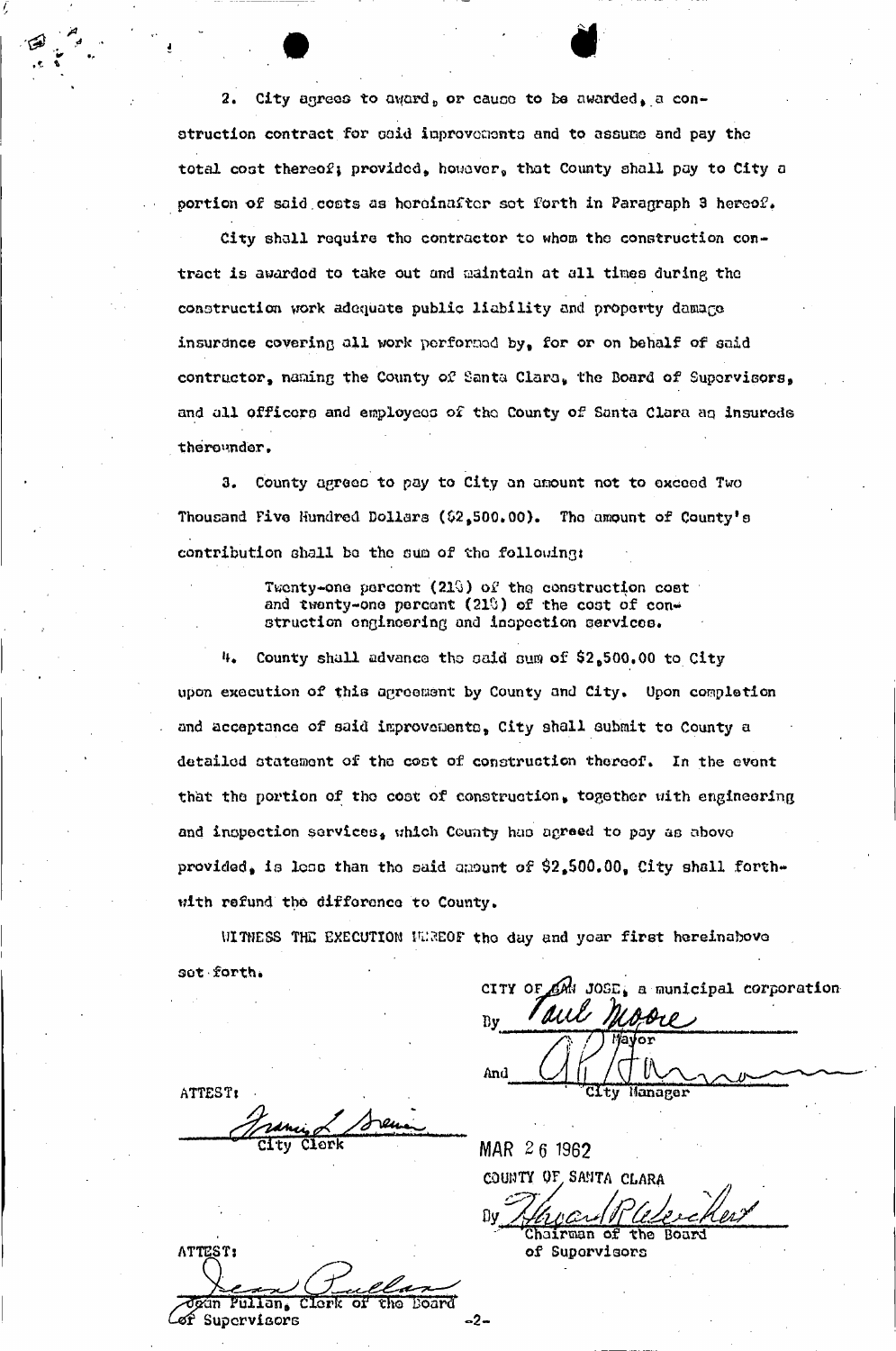2. City agrees to award, or cause to be awarded, a construction contract for said improvements and to assume and pay the total cost thereof; provided, however, that County shall pay to City a portion of said costs as hereinafter set forth in Paragraph 3 hereof.

City shall require the contractor to whom the construction contract is awarded to take out and maintain at all times during the construction work adequate public liability and property damage insurance covering all work performed by, for or on behalf of said contractor, naming the County of Santa Clara, the Board of Supervisors, and all officers and employees of the County of Santa Clara as insureds thereunder.

3. County agrees to pay to City an amount not to exceed Two Thousand Five Hundred Dollars ($2,500.00). The amount of County's contribution shall be the sum of the following:

> Twenty-one percent (21%) of the construction cost and twenty-one percent (21%) of the cost of construction engineering and inspection services.

4. County shall advance the said sum of $2,500.00 to City upon execution of this agreement by County and City. Upon completion and acceptance of said improvements, City shall submit to County a detailed statement of the cost of construction thereof. In the event that the portion of the cost of construction, together with engineering and inspection services, which County has agreed to pay as above provided, is less than the said amount of $2,500.00, City shall forthwith refund the difference to County.

WITNESS THE EXECUTION HEREOF the day and year first hereinabove set forth.

CITY OF SAN JOSE, a municipal corporation

By *Paul Moore*
Mayor

And *A. P. Hamann*
City Manager

ATTEST:

*Francis L. Greiner*
City Clerk

MAR 26 1962

COUNTY OF SANTA CLARA

By *Howard P. Weichert*
Chairman of the Board of Supervisors

ATTEST:

*Jean Pullan*
Jean Pullan, Clerk of the Board of Supervisors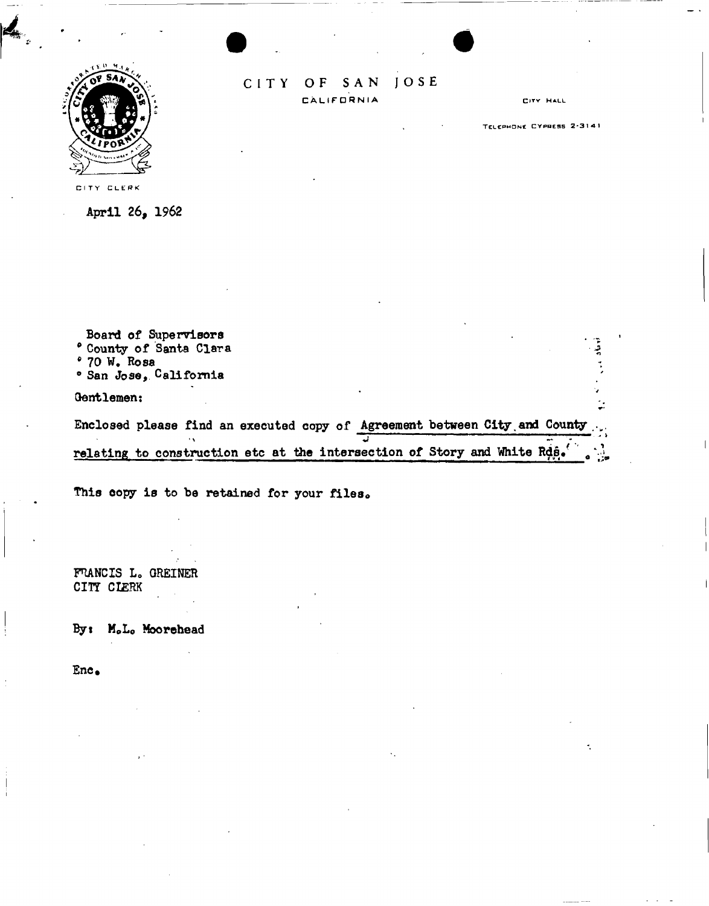# CITY OF SAN JOSE

CALIFORNIA

CITY HALL

TELEPHONE CYPRESS 2-3141

CITY CLERK

April 26, 1962

Board of Supervisors
County of Santa Clara
70 W. Rosa
San Jose, California

Gentlemen:

Enclosed please find an executed copy of Agreement between City and County relating to construction etc at the intersection of Story and White Rds.

This copy is to be retained for your files.

FRANCIS L. GREINER
CITY CLERK

By: M.L. Moorehead

Enc.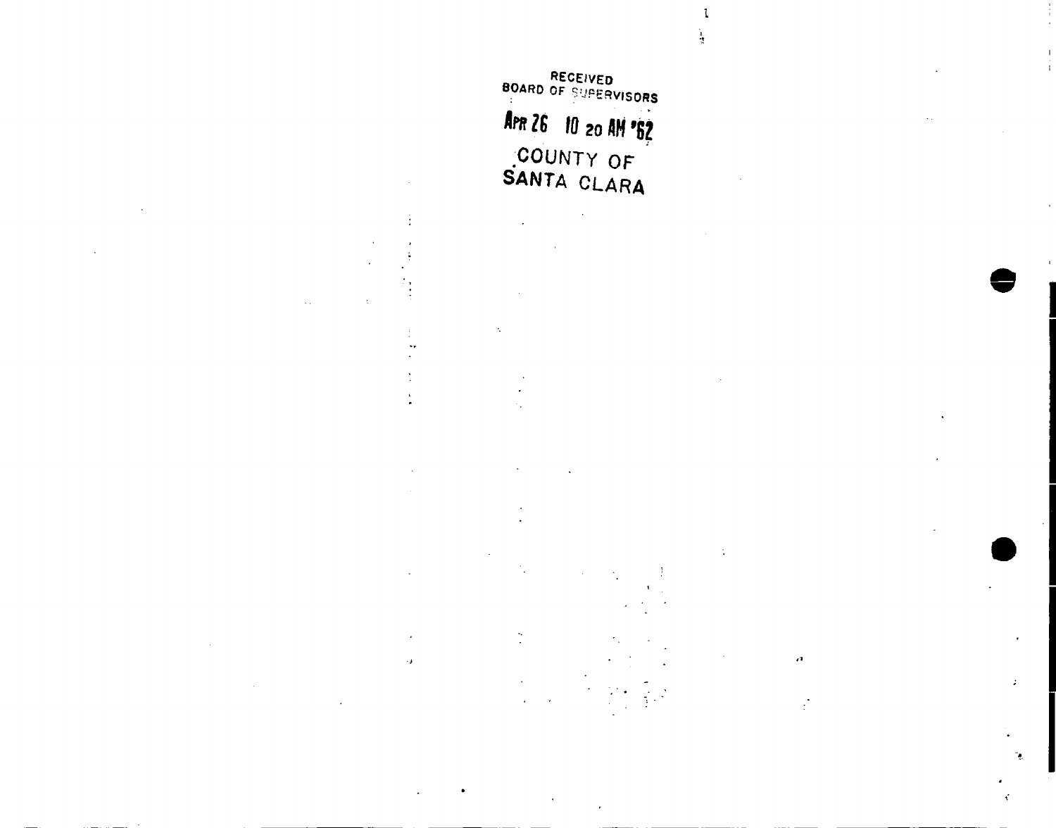RECEIVED
BOARD OF SUPERVISORS

APR 26 10 20 AM '62

COUNTY OF
SANTA CLARA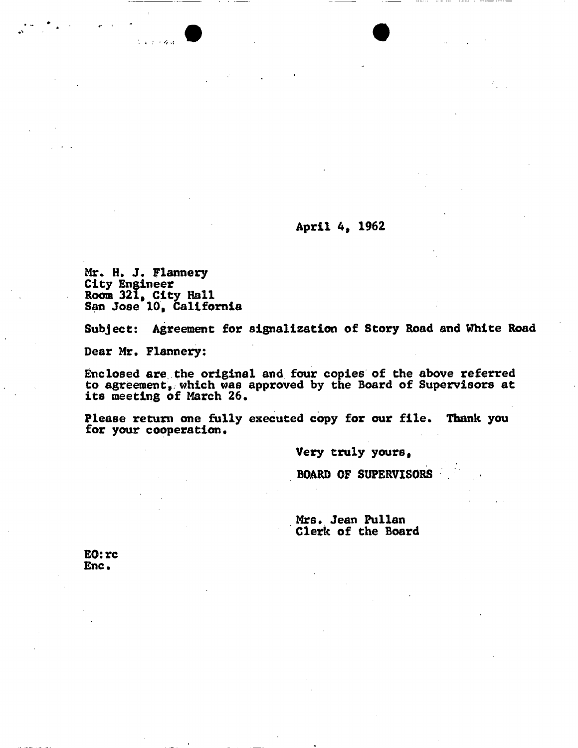April 4, 1962

Mr. H. J. Flannery
City Engineer
Room 321, City Hall
San Jose 10, California

Subject: Agreement for signalization of Story Road and White Road

Dear Mr. Flannery:

Enclosed are the original and four copies of the above referred to agreement, which was approved by the Board of Supervisors at its meeting of March 26.

Please return one fully executed copy for our file. Thank you for your cooperation.

Very truly yours,

BOARD OF SUPERVISORS

Mrs. Jean Pullan
Clerk of the Board

EO:rc
Enc.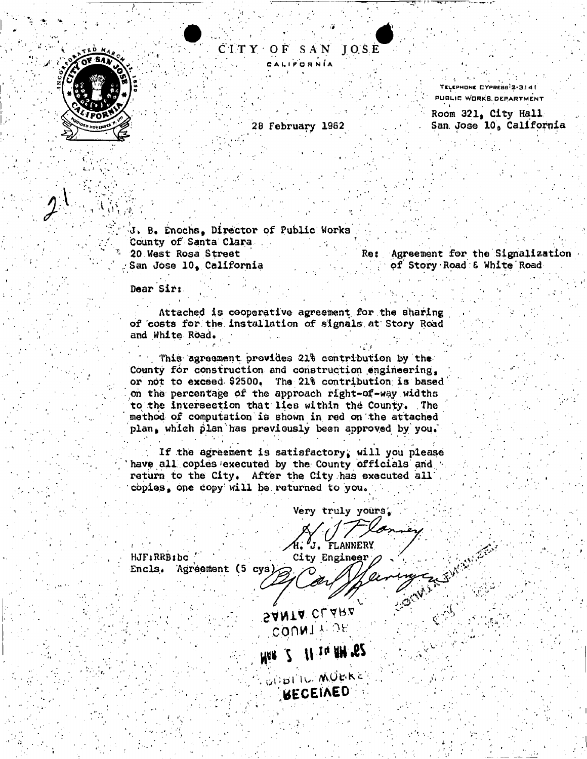# CITY OF SAN JOSE

CALIFORNIA

TELEPHONE CYPRESS 2-3141
PUBLIC WORKS DEPARTMENT
Room 321, City Hall
San Jose 10, California

28 February 1962

21

J. B. Enochs, Director of Public Works
County of Santa Clara
20 West Rosa Street
San Jose 10, California

Re: Agreement for the Signalization of Story Road & White Road

Dear Sir:

Attached is cooperative agreement for the sharing of costs for the installation of signals at Story Road and White Road.

This agreement provides 21% contribution by the County for construction and construction engineering, or not to exceed $2500. The 21% contribution is based on the percentage of the approach right-of-way widths to the intersection that lies within the County. The method of computation is shown in red on the attached plan, which plan has previously been approved by you.

If the agreement is satisfactory, will you please have all copies executed by the County officials and return to the City. After the City has executed all copies, one copy will be returned to you.

Very truly yours,

H. J. FLANNERY
City Engineer

HJF:RRB:bc
Encls. Agreement (5 cys)

RECEIVED
PUBLIC WORKS
MAR 2 11 14 AM '62
COUNTY OF
SANTA CLARA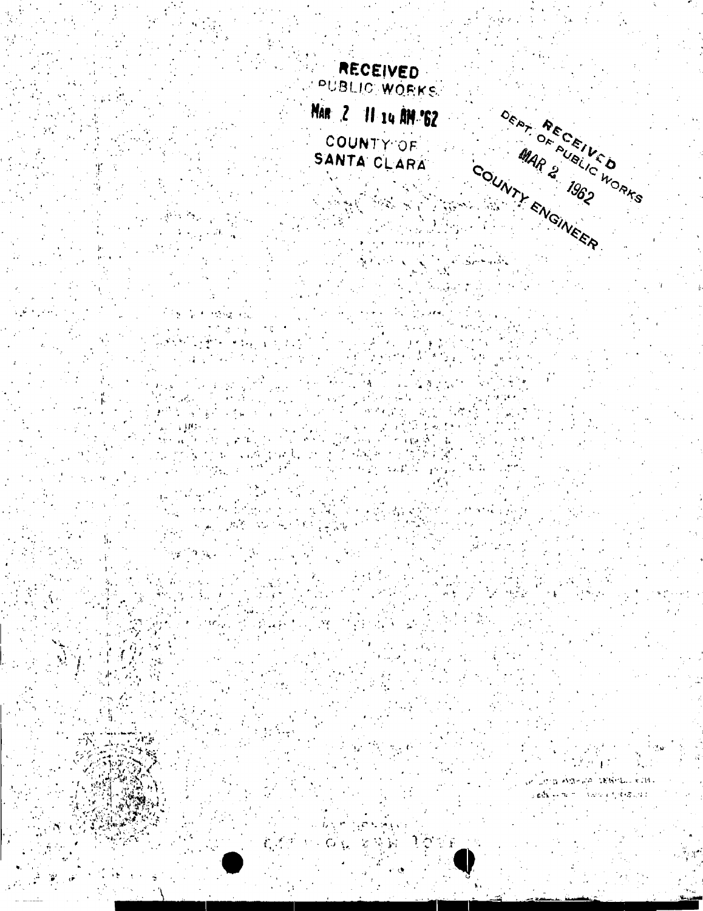RECEIVED
PUBLIC WORKS

MAR 2 11 14 AM '62

COUNTY OF
SANTA CLARA

DEPT. OF PUBLIC WORKS
RECEIVED
MAR 2 1962
COUNTY ENGINEER